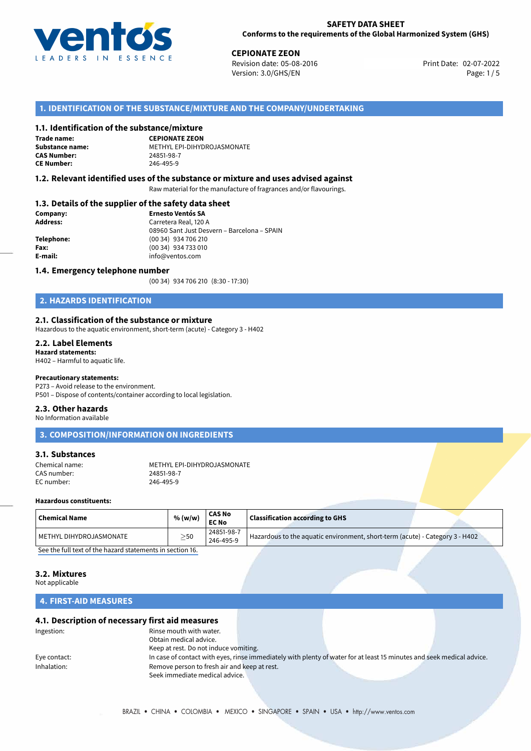**SAFETY DATA SHEET**
**Conforms to the requirements of the Global Harmonized System (GHS)**

**CEPIONATE ZEON**
Revision date: 05-08-2016
Version: 3.0/GHS/EN

Print Date: 02-07-2022

## 1. IDENTIFICATION OF THE SUBSTANCE/MIXTURE AND THE COMPANY/UNDERTAKING

### 1.1. Identification of the substance/mixture

**Trade name:** **CEPIONATE ZEON**
**Substance name:** METHYL EPI-DIHYDROJASMONATE
**CAS Number:** 24851-98-7
**CE Number:** 246-495-9

### 1.2. Relevant identified uses of the substance or mixture and uses advised against

Raw material for the manufacture of fragrances and/or flavourings.

### 1.3. Details of the supplier of the safety data sheet

**Company:** **Ernesto Ventós SA**
**Address:** Carretera Real, 120 A
08960 Sant Just Desvern – Barcelona – SPAIN
**Telephone:** (00 34) 934 706 210
**Fax:** (00 34) 934 733 010
**E-mail:** info@ventos.com

### 1.4. Emergency telephone number

(00 34) 934 706 210 (8:30 - 17:30)

## 2. HAZARDS IDENTIFICATION

### 2.1. Classification of the substance or mixture

Hazardous to the aquatic environment, short-term (acute) - Category 3 - H402

### 2.2. Label Elements

**Hazard statements:**
H402 – Harmful to aquatic life.

**Precautionary statements:**
P273 – Avoid release to the environment.
P501 – Dispose of contents/container according to local legislation.

### 2.3. Other hazards

No Information available

## 3. COMPOSITION/INFORMATION ON INGREDIENTS

### 3.1. Substances

Chemical name: METHYL EPI-DIHYDROJASMONATE
CAS number: 24851-98-7
EC number: 246-495-9

**Hazardous constituents:**

| Chemical Name | % (w/w) | CAS No EC No | Classification according to GHS |
|---|---|---|---|
| METHYL DIHYDROJASMONATE | $\geq$50 | 24851-98-7 246-495-9 | Hazardous to the aquatic environment, short-term (acute) - Category 3 - H402 |

See the full text of the hazard statements in section 16.

### 3.2. Mixtures

Not applicable

## 4. FIRST-AID MEASURES

### 4.1. Description of necessary first aid measures

Ingestion: Rinse mouth with water.
Obtain medical advice.
Keep at rest. Do not induce vomiting.

Eye contact: In case of contact with eyes, rinse immediately with plenty of water for at least 15 minutes and seek medical advice.

Inhalation: Remove person to fresh air and keep at rest.
Seek immediate medical advice.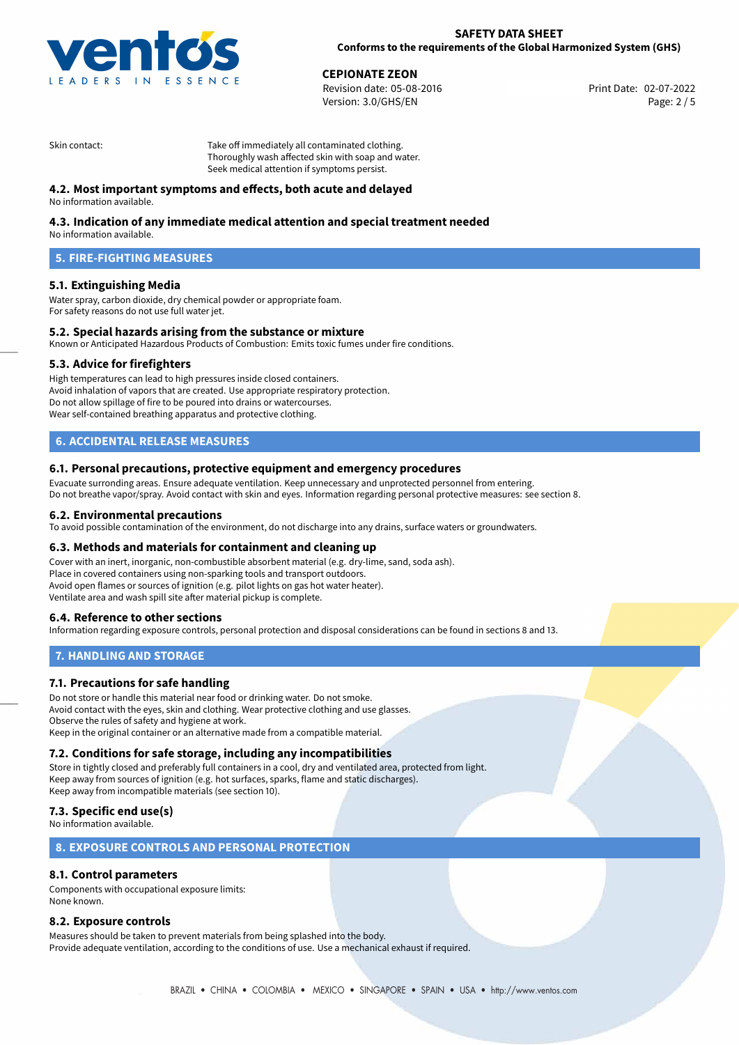Skin contact: Take off immediately all contaminated clothing.
Thoroughly wash affected skin with soap and water.
Seek medical attention if symptoms persist.

### 4.2. Most important symptoms and effects, both acute and delayed

No information available.

### 4.3. Indication of any immediate medical attention and special treatment needed

No information available.

## 5. FIRE-FIGHTING MEASURES

### 5.1. Extinguishing Media

Water spray, carbon dioxide, dry chemical powder or appropriate foam.
For safety reasons do not use full water jet.

### 5.2. Special hazards arising from the substance or mixture

Known or Anticipated Hazardous Products of Combustion: Emits toxic fumes under fire conditions.

### 5.3. Advice for firefighters

High temperatures can lead to high pressures inside closed containers.
Avoid inhalation of vapors that are created. Use appropriate respiratory protection.
Do not allow spillage of fire to be poured into drains or watercourses.
Wear self-contained breathing apparatus and protective clothing.

## 6. ACCIDENTAL RELEASE MEASURES

### 6.1. Personal precautions, protective equipment and emergency procedures

Evacuate surronding areas. Ensure adequate ventilation. Keep unnecessary and unprotected personnel from entering.
Do not breathe vapor/spray. Avoid contact with skin and eyes. Information regarding personal protective measures: see section 8.

### 6.2. Environmental precautions

To avoid possible contamination of the environment, do not discharge into any drains, surface waters or groundwaters.

### 6.3. Methods and materials for containment and cleaning up

Cover with an inert, inorganic, non-combustible absorbent material (e.g. dry-lime, sand, soda ash).
Place in covered containers using non-sparking tools and transport outdoors.
Avoid open flames or sources of ignition (e.g. pilot lights on gas hot water heater).
Ventilate area and wash spill site after material pickup is complete.

### 6.4. Reference to other sections

Information regarding exposure controls, personal protection and disposal considerations can be found in sections 8 and 13.

## 7. HANDLING AND STORAGE

### 7.1. Precautions for safe handling

Do not store or handle this material near food or drinking water. Do not smoke.
Avoid contact with the eyes, skin and clothing. Wear protective clothing and use glasses.
Observe the rules of safety and hygiene at work.
Keep in the original container or an alternative made from a compatible material.

### 7.2. Conditions for safe storage, including any incompatibilities

Store in tightly closed and preferably full containers in a cool, dry and ventilated area, protected from light.
Keep away from sources of ignition (e.g. hot surfaces, sparks, flame and static discharges).
Keep away from incompatible materials (see section 10).

### 7.3. Specific end use(s)

No information available.

## 8. EXPOSURE CONTROLS AND PERSONAL PROTECTION

### 8.1. Control parameters

Components with occupational exposure limits:
None known.

### 8.2. Exposure controls

Measures should be taken to prevent materials from being splashed into the body.
Provide adequate ventilation, according to the conditions of use. Use a mechanical exhaust if required.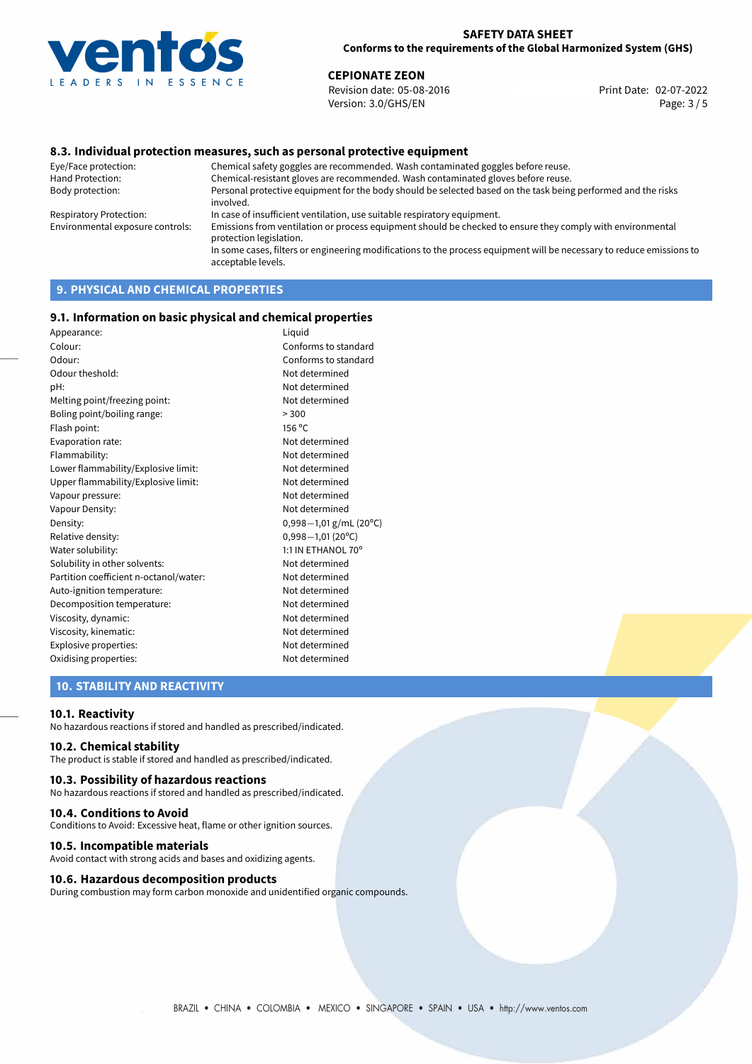## 8.3. Individual protection measures, such as personal protective equipment

| | |
|---|---|
| Eye/Face protection: | Chemical safety goggles are recommended. Wash contaminated goggles before reuse. |
| Hand Protection: | Chemical-resistant gloves are recommended. Wash contaminated gloves before reuse. |
| Body protection: | Personal protective equipment for the body should be selected based on the task being performed and the risks involved. |
| Respiratory Protection: | In case of insufficient ventilation, use suitable respiratory equipment. |
| Environmental exposure controls: | Emissions from ventilation or process equipment should be checked to ensure they comply with environmental protection legislation. In some cases, filters or engineering modifications to the process equipment will be necessary to reduce emissions to acceptable levels. |

# 9. PHYSICAL AND CHEMICAL PROPERTIES

## 9.1. Information on basic physical and chemical properties

| | |
|---|---|
| Appearance: | Liquid |
| Colour: | Conforms to standard |
| Odour: | Conforms to standard |
| Odour theshold: | Not determined |
| pH: | Not determined |
| Melting point/freezing point: | Not determined |
| Boling point/boiling range: | > 300 |
| Flash point: | 156 °C |
| Evaporation rate: | Not determined |
| Flammability: | Not determined |
| Lower flammability/Explosive limit: | Not determined |
| Upper flammability/Explosive limit: | Not determined |
| Vapour pressure: | Not determined |
| Vapour Density: | Not determined |
| Density: | 0,998—1,01 g/mL (20°C) |
| Relative density: | 0,998—1,01 (20°C) |
| Water solubility: | 1:1 IN ETHANOL 70° |
| Solubility in other solvents: | Not determined |
| Partition coefficient n-octanol/water: | Not determined |
| Auto-ignition temperature: | Not determined |
| Decomposition temperature: | Not determined |
| Viscosity, dynamic: | Not determined |
| Viscosity, kinematic: | Not determined |
| Explosive properties: | Not determined |
| Oxidising properties: | Not determined |

# 10. STABILITY AND REACTIVITY

## 10.1. Reactivity

No hazardous reactions if stored and handled as prescribed/indicated.

## 10.2. Chemical stability

The product is stable if stored and handled as prescribed/indicated.

## 10.3. Possibility of hazardous reactions

No hazardous reactions if stored and handled as prescribed/indicated.

## 10.4. Conditions to Avoid

Conditions to Avoid: Excessive heat, flame or other ignition sources.

## 10.5. Incompatible materials

Avoid contact with strong acids and bases and oxidizing agents.

## 10.6. Hazardous decomposition products

During combustion may form carbon monoxide and unidentified organic compounds.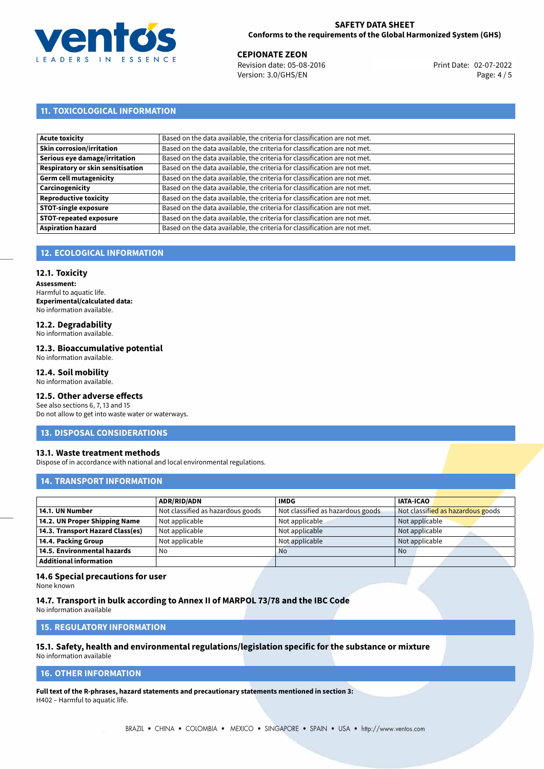## 11. TOXICOLOGICAL INFORMATION

| | |
|---|---|
| **Acute toxicity** | Based on the data available, the criteria for classification are not met. |
| **Skin corrosion/irritation** | Based on the data available, the criteria for classification are not met. |
| **Serious eye damage/irritation** | Based on the data available, the criteria for classification are not met. |
| **Respiratory or skin sensitisation** | Based on the data available, the criteria for classification are not met. |
| **Germ cell mutagenicity** | Based on the data available, the criteria for classification are not met. |
| **Carcinogenicity** | Based on the data available, the criteria for classification are not met. |
| **Reproductive toxicity** | Based on the data available, the criteria for classification are not met. |
| **STOT-single exposure** | Based on the data available, the criteria for classification are not met. |
| **STOT-repeated exposure** | Based on the data available, the criteria for classification are not met. |
| **Aspiration hazard** | Based on the data available, the criteria for classification are not met. |

## 12. ECOLOGICAL INFORMATION

### 12.1. Toxicity

**Assessment:**
Harmful to aquatic life.
**Experimental/calculated data:**
No information available.

### 12.2. Degradability

No information available.

### 12.3. Bioaccumulative potential

No information available.

### 12.4. Soil mobility

No information available.

### 12.5. Other adverse effects

See also sections 6, 7, 13 and 15
Do not allow to get into waste water or waterways.

## 13. DISPOSAL CONSIDERATIONS

### 13.1. Waste treatment methods

Dispose of in accordance with national and local environmental regulations.

## 14. TRANSPORT INFORMATION

| | ADR/RID/ADN | IMDG | IATA-ICAO |
|---|---|---|---|
| **14.1. UN Number** | Not classified as hazardous goods | Not classified as hazardous goods | Not classified as hazardous goods |
| **14.2. UN Proper Shipping Name** | Not applicable | Not applicable | Not applicable |
| **14.3. Transport Hazard Class(es)** | Not applicable | Not applicable | Not applicable |
| **14.4. Packing Group** | Not applicable | Not applicable | Not applicable |
| **14.5. Environmental hazards** | No | No | No |
| **Additional information** | | | |

### 14.6 Special precautions for user

None known

### 14.7. Transport in bulk according to Annex II of MARPOL 73/78 and the IBC Code

No information available

## 15. REGULATORY INFORMATION

### 15.1. Safety, health and environmental regulations/legislation specific for the substance or mixture

No information available

## 16. OTHER INFORMATION

**Full text of the R-phrases, hazard statements and precautionary statements mentioned in section 3:**
H402 – Harmful to aquatic life.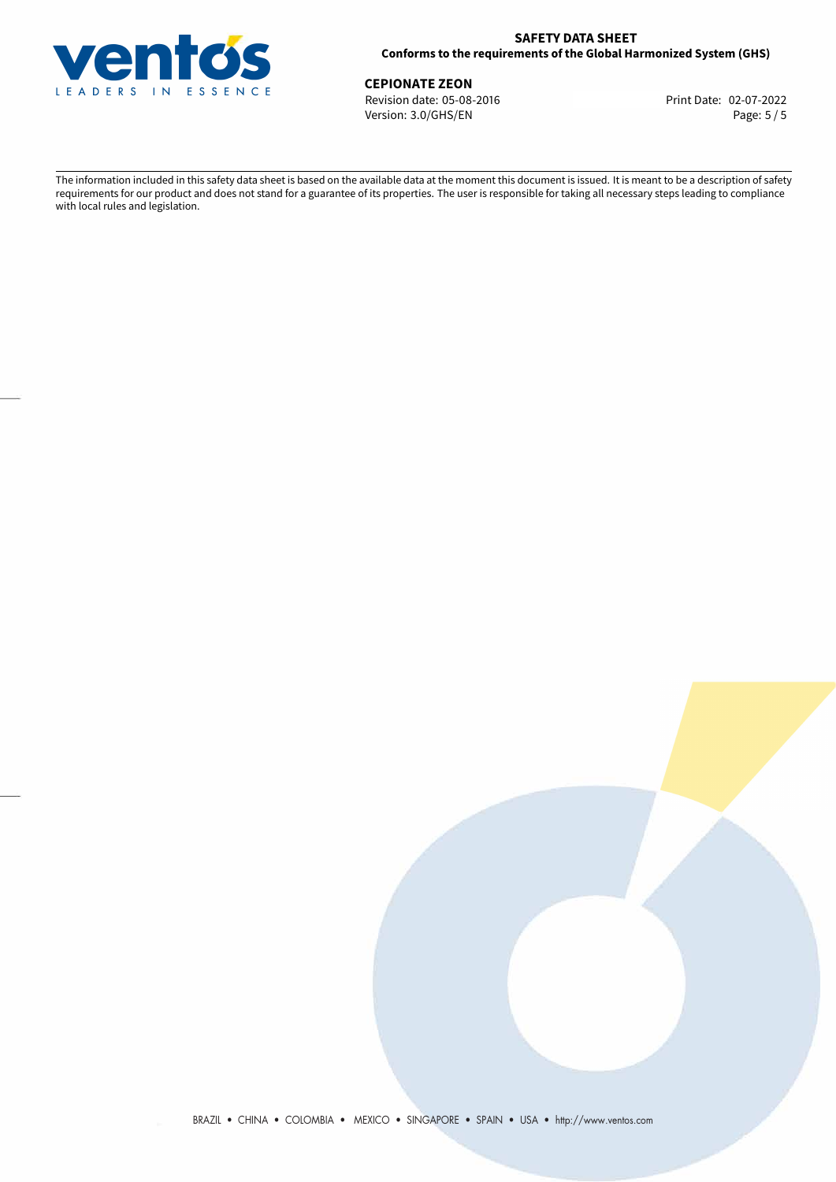The information included in this safety data sheet is based on the available data at the moment this document is issued. It is meant to be a description of safety requirements for our product and does not stand for a guarantee of its properties. The user is responsible for taking all necessary steps leading to compliance with local rules and legislation.